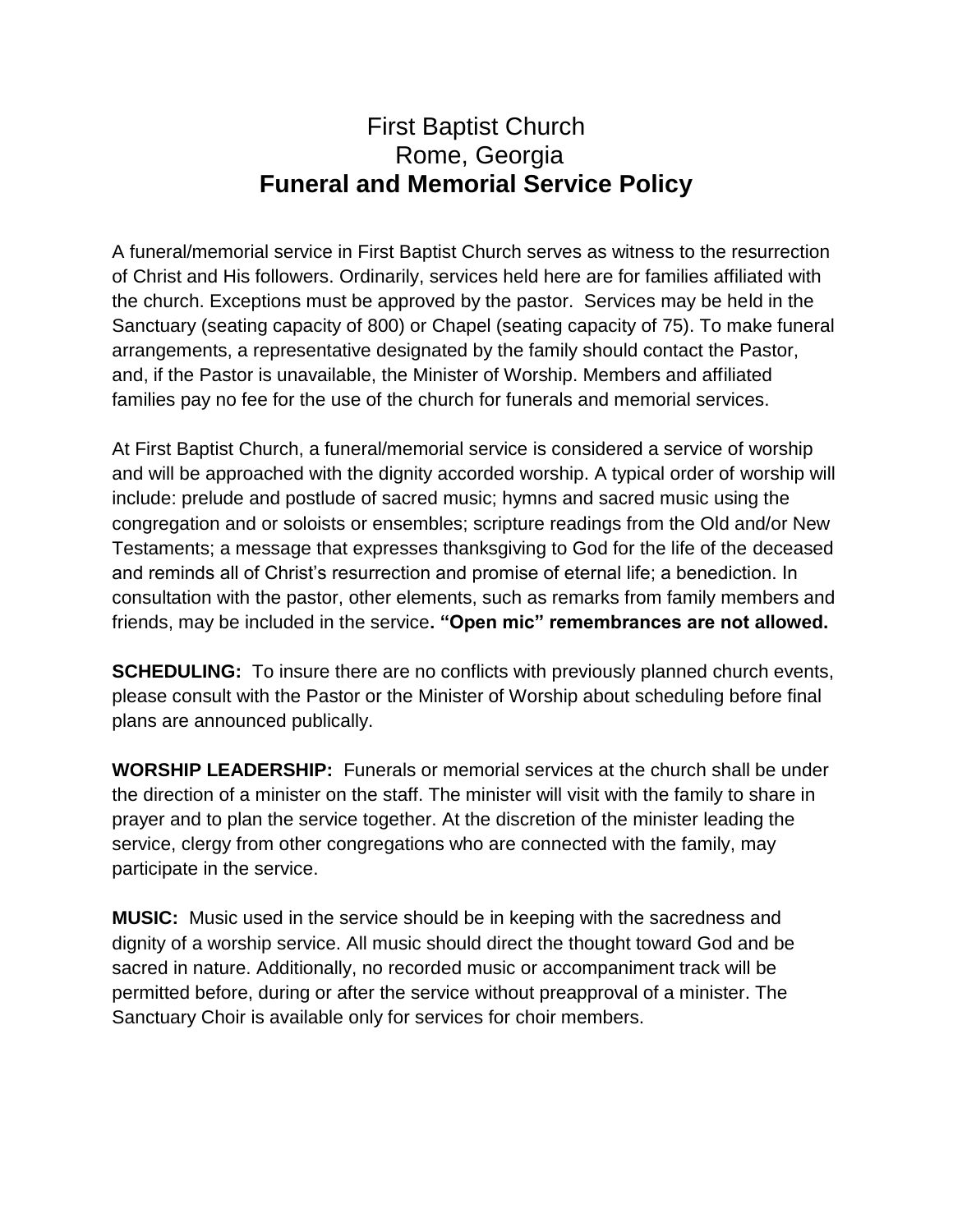# First Baptist Church
# Rome, Georgia
# **Funeral and Memorial Service Policy**

A funeral/memorial service in First Baptist Church serves as witness to the resurrection of Christ and His followers. Ordinarily, services held here are for families affiliated with the church. Exceptions must be approved by the pastor. Services may be held in the Sanctuary (seating capacity of 800) or Chapel (seating capacity of 75). To make funeral arrangements, a representative designated by the family should contact the Pastor, and, if the Pastor is unavailable, the Minister of Worship. Members and affiliated families pay no fee for the use of the church for funerals and memorial services.

At First Baptist Church, a funeral/memorial service is considered a service of worship and will be approached with the dignity accorded worship. A typical order of worship will include: prelude and postlude of sacred music; hymns and sacred music using the congregation and or soloists or ensembles; scripture readings from the Old and/or New Testaments; a message that expresses thanksgiving to God for the life of the deceased and reminds all of Christ's resurrection and promise of eternal life; a benediction. In consultation with the pastor, other elements, such as remarks from family members and friends, may be included in the service**. "Open mic" remembrances are not allowed.**

**SCHEDULING:** To insure there are no conflicts with previously planned church events, please consult with the Pastor or the Minister of Worship about scheduling before final plans are announced publically.

**WORSHIP LEADERSHIP:** Funerals or memorial services at the church shall be under the direction of a minister on the staff. The minister will visit with the family to share in prayer and to plan the service together. At the discretion of the minister leading the service, clergy from other congregations who are connected with the family, may participate in the service.

**MUSIC:** Music used in the service should be in keeping with the sacredness and dignity of a worship service. All music should direct the thought toward God and be sacred in nature. Additionally, no recorded music or accompaniment track will be permitted before, during or after the service without preapproval of a minister. The Sanctuary Choir is available only for services for choir members.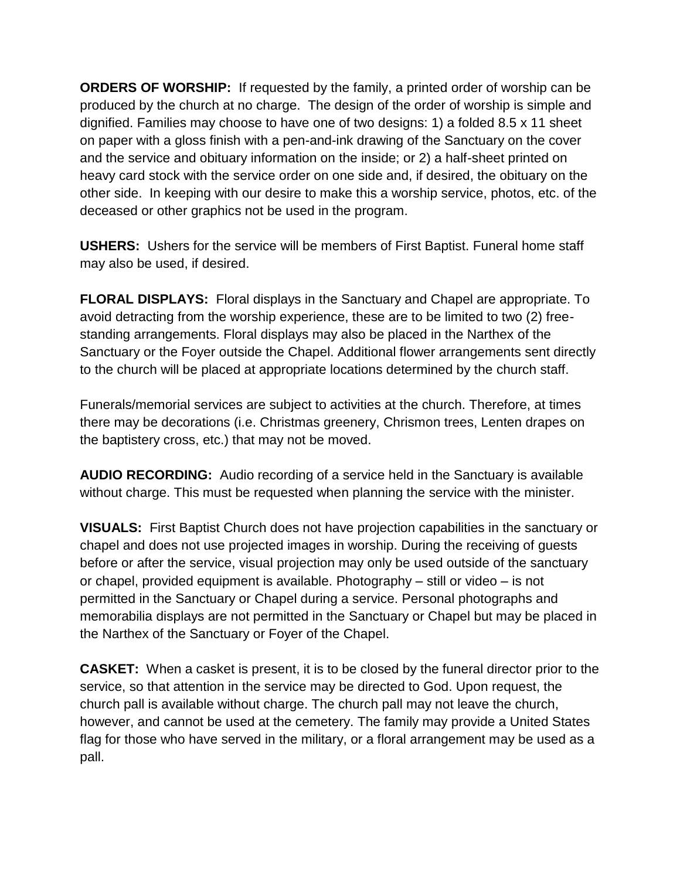**ORDERS OF WORSHIP:** If requested by the family, a printed order of worship can be produced by the church at no charge. The design of the order of worship is simple and dignified. Families may choose to have one of two designs: 1) a folded 8.5 x 11 sheet on paper with a gloss finish with a pen-and-ink drawing of the Sanctuary on the cover and the service and obituary information on the inside; or 2) a half-sheet printed on heavy card stock with the service order on one side and, if desired, the obituary on the other side. In keeping with our desire to make this a worship service, photos, etc. of the deceased or other graphics not be used in the program.

**USHERS:** Ushers for the service will be members of First Baptist. Funeral home staff may also be used, if desired.

**FLORAL DISPLAYS:** Floral displays in the Sanctuary and Chapel are appropriate. To avoid detracting from the worship experience, these are to be limited to two (2) free-standing arrangements. Floral displays may also be placed in the Narthex of the Sanctuary or the Foyer outside the Chapel. Additional flower arrangements sent directly to the church will be placed at appropriate locations determined by the church staff.

Funerals/memorial services are subject to activities at the church. Therefore, at times there may be decorations (i.e. Christmas greenery, Chrismon trees, Lenten drapes on the baptistery cross, etc.) that may not be moved.

**AUDIO RECORDING:** Audio recording of a service held in the Sanctuary is available without charge. This must be requested when planning the service with the minister.

**VISUALS:** First Baptist Church does not have projection capabilities in the sanctuary or chapel and does not use projected images in worship. During the receiving of guests before or after the service, visual projection may only be used outside of the sanctuary or chapel, provided equipment is available. Photography – still or video – is not permitted in the Sanctuary or Chapel during a service. Personal photographs and memorabilia displays are not permitted in the Sanctuary or Chapel but may be placed in the Narthex of the Sanctuary or Foyer of the Chapel.

**CASKET:** When a casket is present, it is to be closed by the funeral director prior to the service, so that attention in the service may be directed to God. Upon request, the church pall is available without charge. The church pall may not leave the church, however, and cannot be used at the cemetery. The family may provide a United States flag for those who have served in the military, or a floral arrangement may be used as a pall.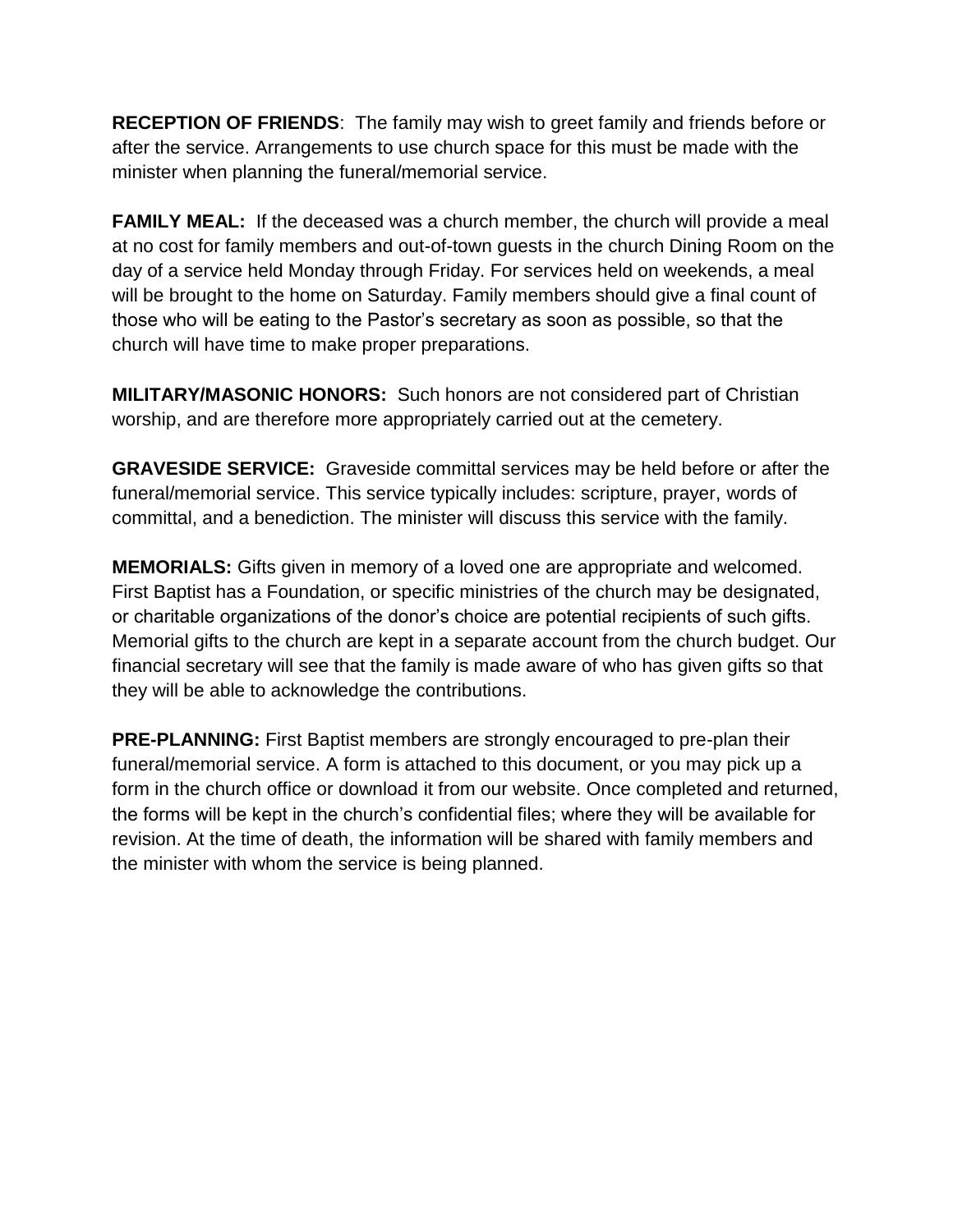**RECEPTION OF FRIENDS**: The family may wish to greet family and friends before or after the service. Arrangements to use church space for this must be made with the minister when planning the funeral/memorial service.

**FAMILY MEAL:** If the deceased was a church member, the church will provide a meal at no cost for family members and out-of-town guests in the church Dining Room on the day of a service held Monday through Friday. For services held on weekends, a meal will be brought to the home on Saturday. Family members should give a final count of those who will be eating to the Pastor's secretary as soon as possible, so that the church will have time to make proper preparations.

**MILITARY/MASONIC HONORS:** Such honors are not considered part of Christian worship, and are therefore more appropriately carried out at the cemetery.

**GRAVESIDE SERVICE:** Graveside committal services may be held before or after the funeral/memorial service. This service typically includes: scripture, prayer, words of committal, and a benediction. The minister will discuss this service with the family.

**MEMORIALS:** Gifts given in memory of a loved one are appropriate and welcomed. First Baptist has a Foundation, or specific ministries of the church may be designated, or charitable organizations of the donor's choice are potential recipients of such gifts. Memorial gifts to the church are kept in a separate account from the church budget. Our financial secretary will see that the family is made aware of who has given gifts so that they will be able to acknowledge the contributions.

**PRE-PLANNING:** First Baptist members are strongly encouraged to pre-plan their funeral/memorial service. A form is attached to this document, or you may pick up a form in the church office or download it from our website. Once completed and returned, the forms will be kept in the church's confidential files; where they will be available for revision. At the time of death, the information will be shared with family members and the minister with whom the service is being planned.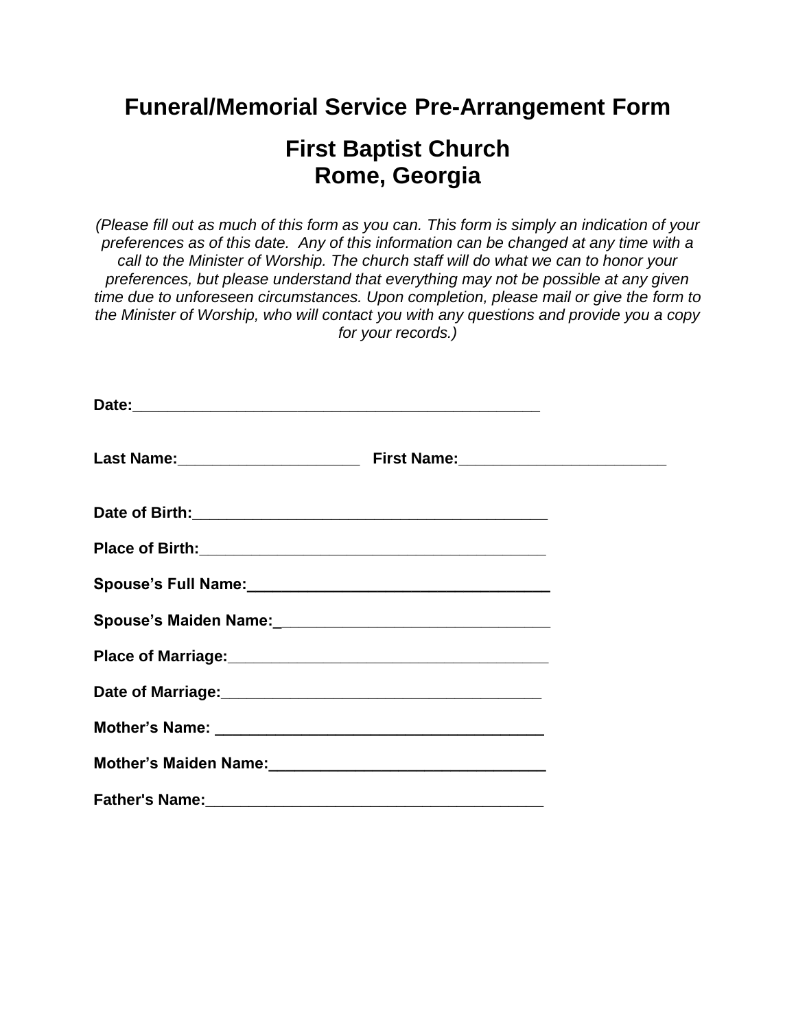# Funeral/Memorial Service Pre-Arrangement Form

## First Baptist Church
## Rome, Georgia

*(Please fill out as much of this form as you can. This form is simply an indication of your preferences as of this date. Any of this information can be changed at any time with a call to the Minister of Worship. The church staff will do what we can to honor your preferences, but please understand that everything may not be possible at any given time due to unforeseen circumstances. Upon completion, please mail or give the form to the Minister of Worship, who will contact you with any questions and provide you a copy for your records.)*

**Date:**_______________________________________________

**Last Name:**_____________________ **First Name:**________________________

**Date of Birth:**________________________________________

**Place of Birth:**_______________________________________

**Spouse's Full Name:**___________________________________

**Spouse's Maiden Name:**_______________________________

**Place of Marriage:**_____________________________________

**Date of Marriage:**_____________________________________

**Mother's Name:** _____________________________________

**Mother's Maiden Name:**_______________________________

**Father's Name:**_______________________________________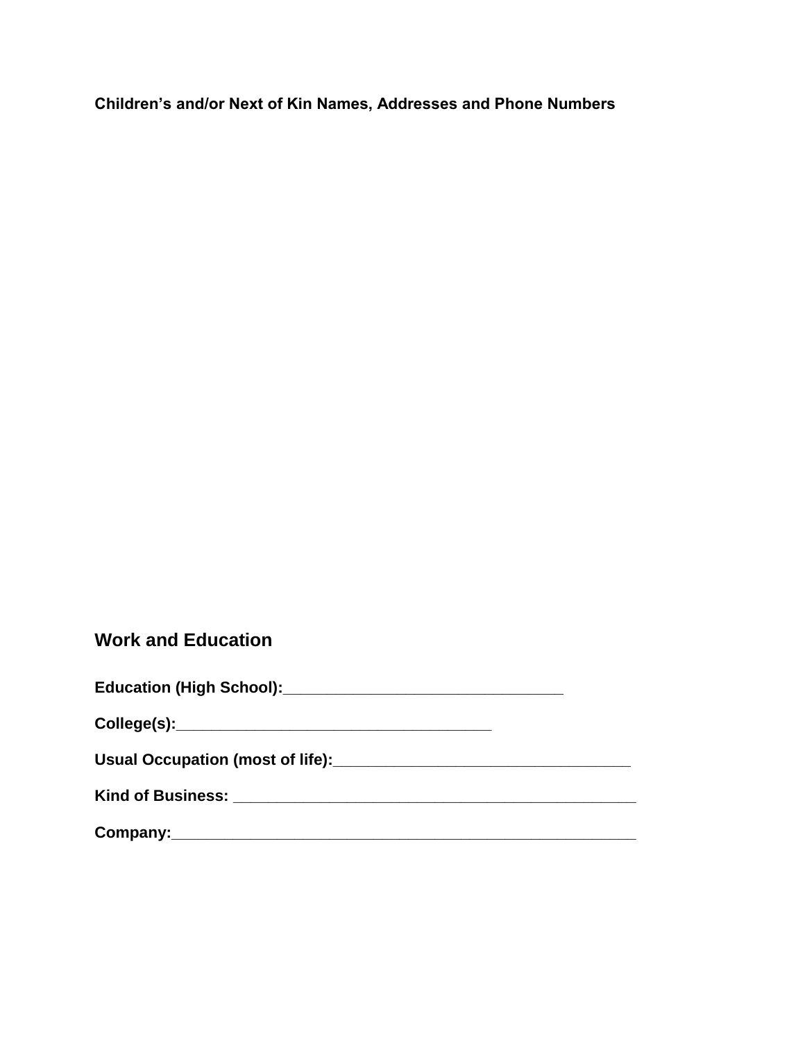**Children's and/or Next of Kin Names, Addresses and Phone Numbers**

## Work and Education

**Education (High School):**_________________________________

**College(s):**_____________________________________

**Usual Occupation (most of life):**___________________________________

**Kind of Business:** _______________________________________________

**Company:**_______________________________________________________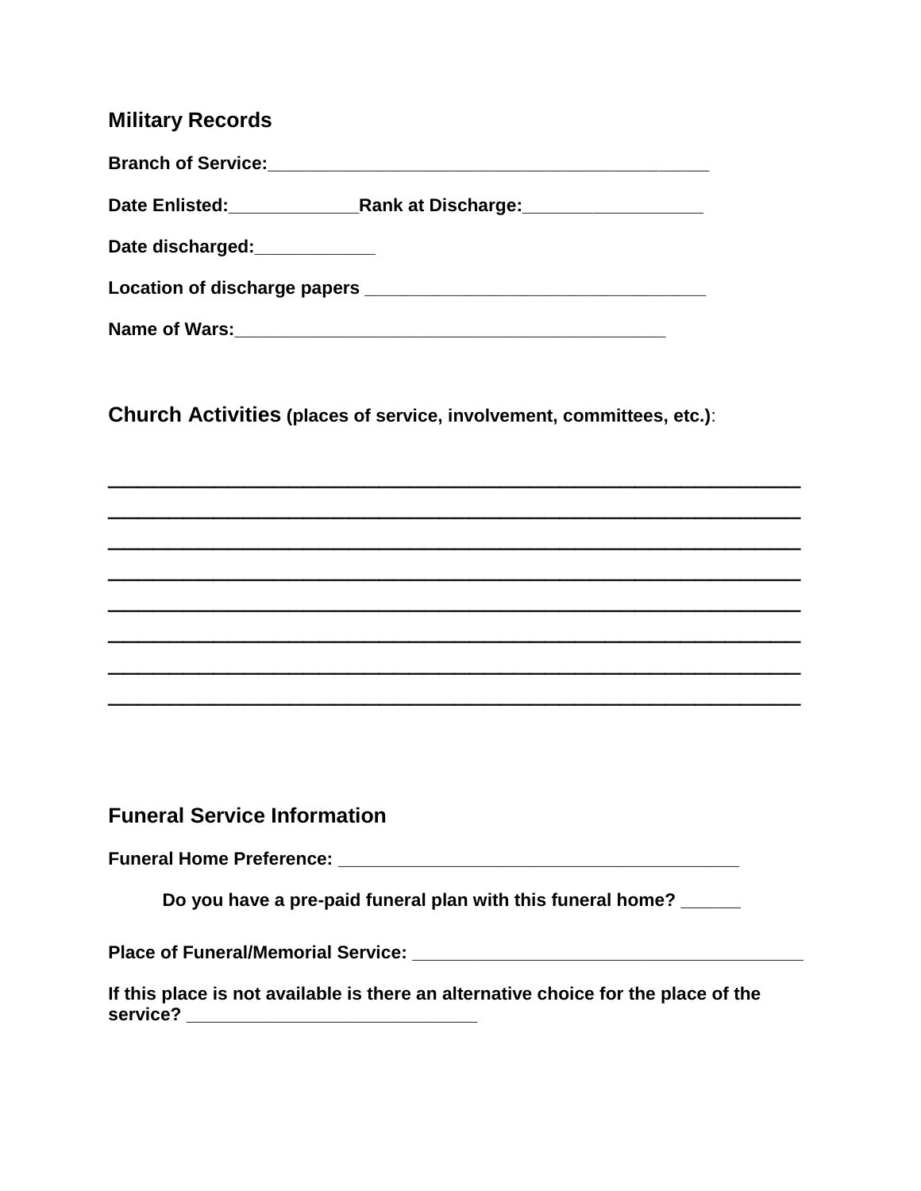## Military Records

**Branch of Service:**_____________________________________________

**Date Enlisted:**_____________**Rank at Discharge:**__________________

**Date discharged:**____________

**Location of discharge papers** __________________________________

**Name of Wars:**___________________________________________

## Church Activities (places of service, involvement, committees, etc.):

______________________________________________________________

______________________________________________________________

______________________________________________________________

______________________________________________________________

______________________________________________________________

______________________________________________________________

______________________________________________________________

______________________________________________________________

## Funeral Service Information

**Funeral Home Preference:** ________________________________________

**Do you have a pre-paid funeral plan with this funeral home?** ______

**Place of Funeral/Memorial Service:** ______________________________________

**If this place is not available is there an alternative choice for the place of the service?** _____________________________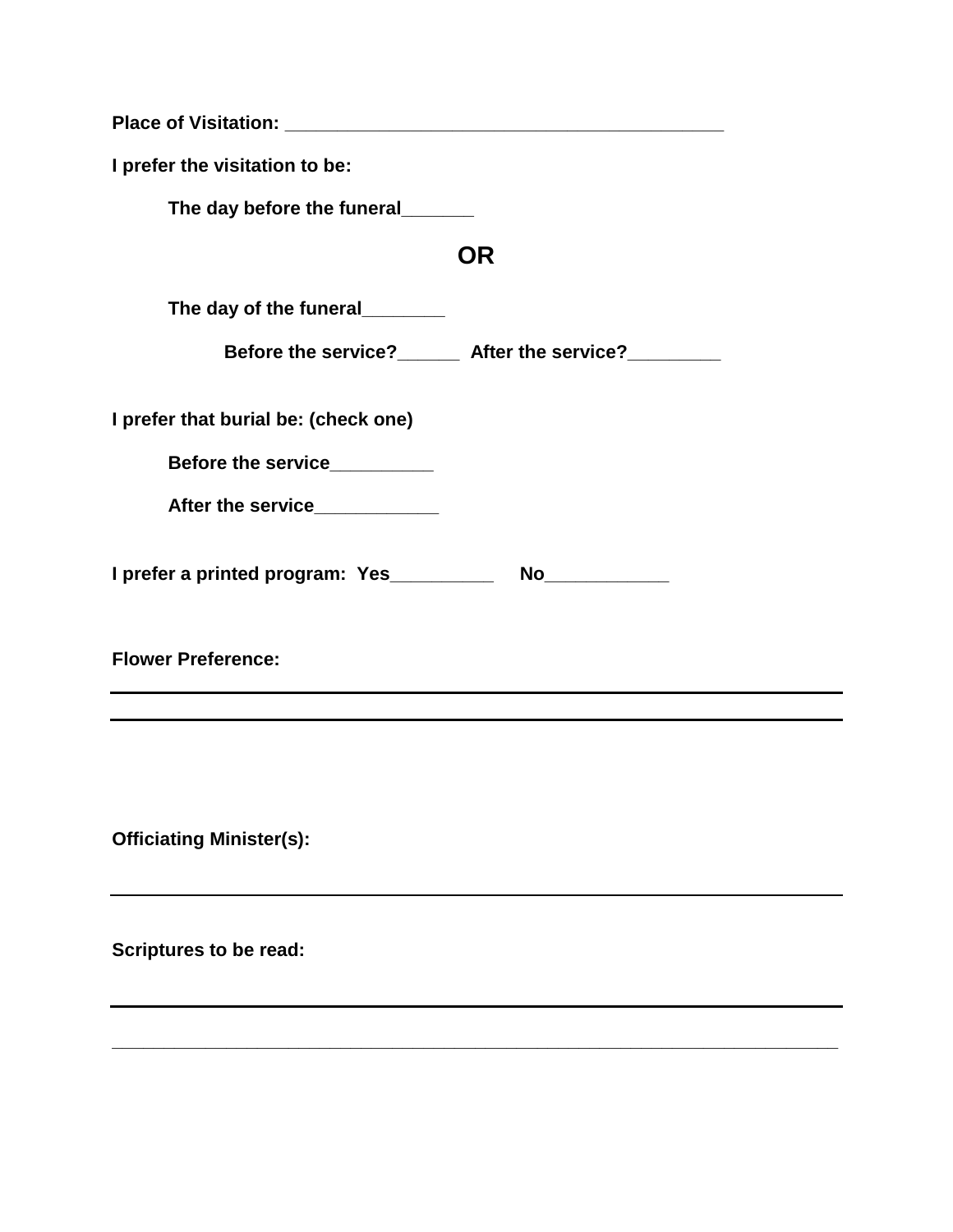**Place of Visitation: ________________________________________**

**I prefer the visitation to be:**

**The day before the funeral_______**

**OR**

**The day of the funeral________**

**Before the service?______ After the service?_________**

**I prefer that burial be: (check one)**

**Before the service__________**

**After the service____________**

**I prefer a printed program: Yes__________ No____________**

**Flower Preference:**

______________________________________________________________________

______________________________________________________________________

**Officiating Minister(s):**

______________________________________________________________________

**Scriptures to be read:**

______________________________________________________________________

______________________________________________________________________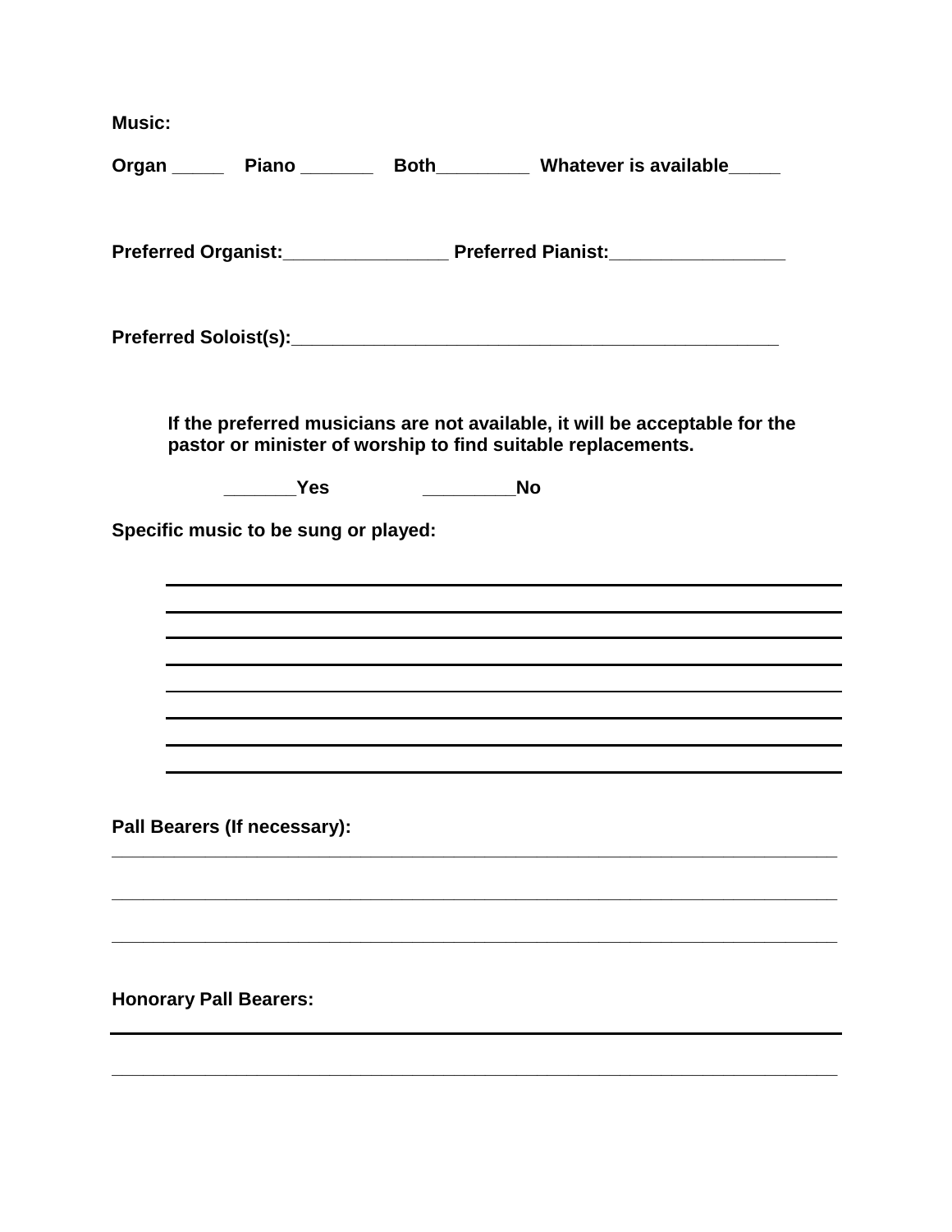**Music:**

**Organ _____ Piano _______ Both_________ Whatever is available_____**

**Preferred Organist:________________ Preferred Pianist:_________________**

**Preferred Soloist(s):__________________________________________________**

**If the preferred musicians are not available, it will be acceptable for the pastor or minister of worship to find suitable replacements.**

**_______Yes _________No**

**Specific music to be sung or played:**

________________________________________________________________________

________________________________________________________________________

________________________________________________________________________

________________________________________________________________________

________________________________________________________________________

________________________________________________________________________

________________________________________________________________________

________________________________________________________________________

**Pall Bearers (If necessary):**

________________________________________________________________________

________________________________________________________________________

________________________________________________________________________

**Honorary Pall Bearers:**

________________________________________________________________________

________________________________________________________________________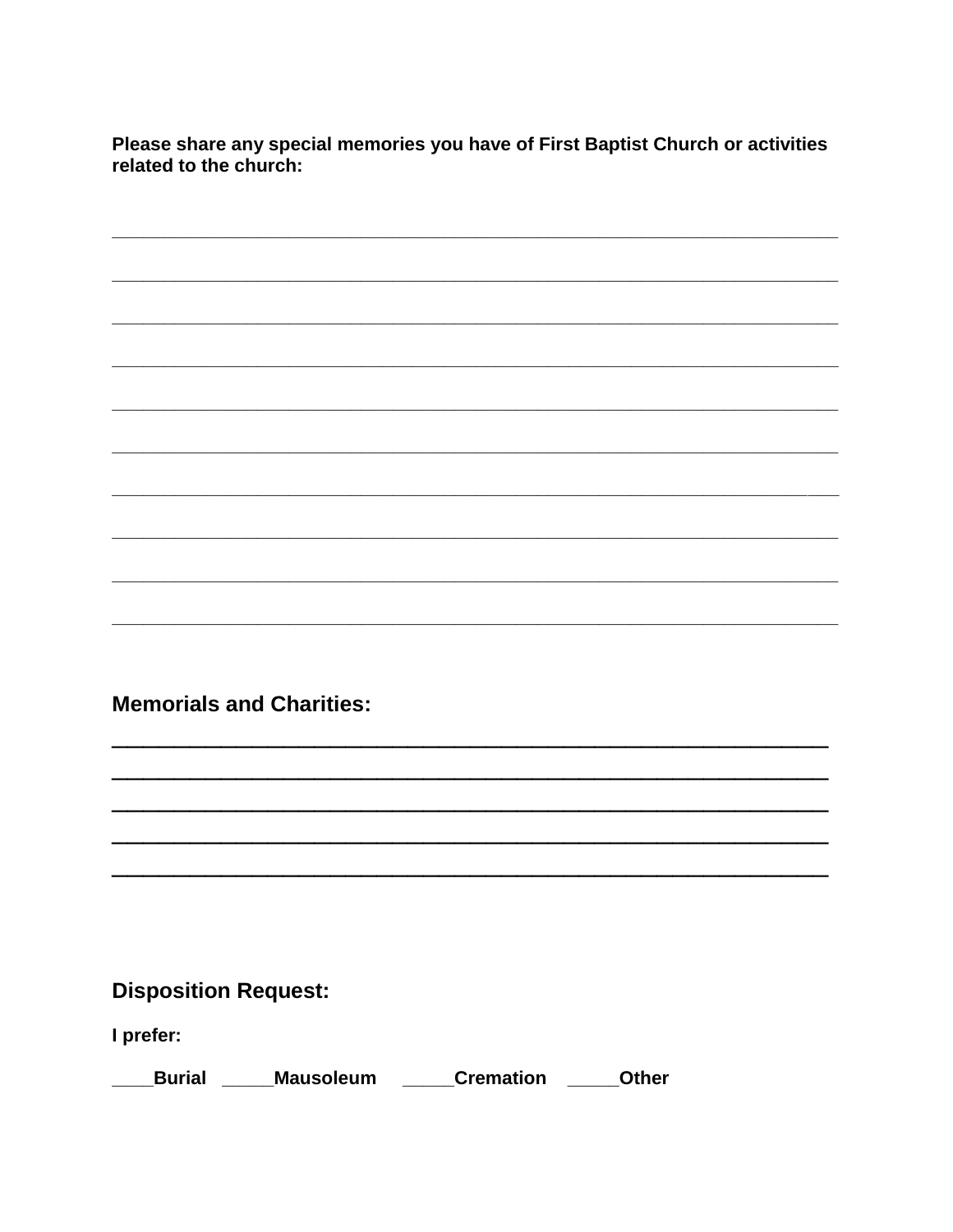**Please share any special memories you have of First Baptist Church or activities related to the church:**

_______________________________________________________________________________

_______________________________________________________________________________

_______________________________________________________________________________

_______________________________________________________________________________

_______________________________________________________________________________

_______________________________________________________________________________

_______________________________________________________________________________

_______________________________________________________________________________

_______________________________________________________________________________

_______________________________________________________________________________

## Memorials and Charities:

_______________________________________________________________________

_______________________________________________________________________

_______________________________________________________________________

_______________________________________________________________________

_______________________________________________________________________

## Disposition Request:

**I prefer:**

**____Burial   _____Mausoleum   _____Cremation   _____Other**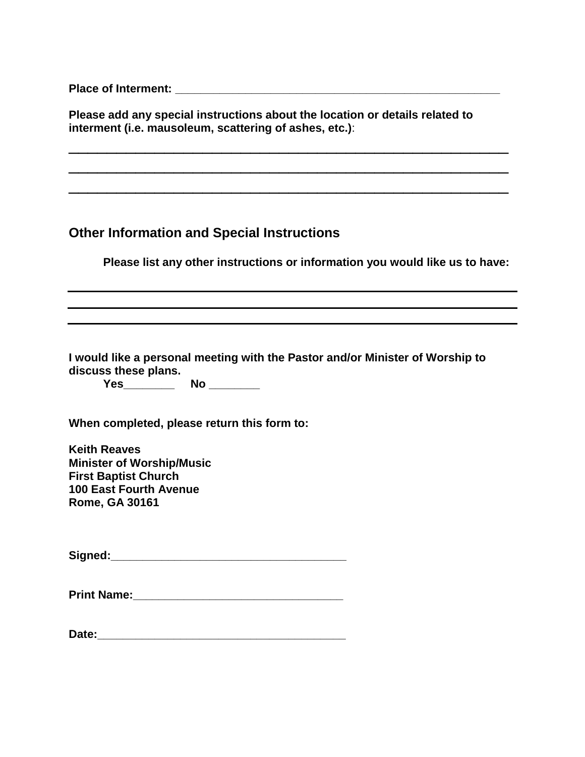**Place of Interment: ___________________________________________________**

**Please add any special instructions about the location or details related to interment (i.e. mausoleum, scattering of ashes, etc.)**:

___________________________________________________________________________

___________________________________________________________________________

___________________________________________________________________________

## Other Information and Special Instructions

**Please list any other instructions or information you would like us to have:**

___________________________________________________________________________

___________________________________________________________________________

___________________________________________________________________________

**I would like a personal meeting with the Pastor and/or Minister of Worship to discuss these plans.**

**Yes________ No ________**

**When completed, please return this form to:**

**Keith Reaves**
**Minister of Worship/Music**
**First Baptist Church**
**100 East Fourth Avenue**
**Rome, GA 30161**

**Signed:_____________________________________**

**Print Name:_________________________________**

**Date:_______________________________________**